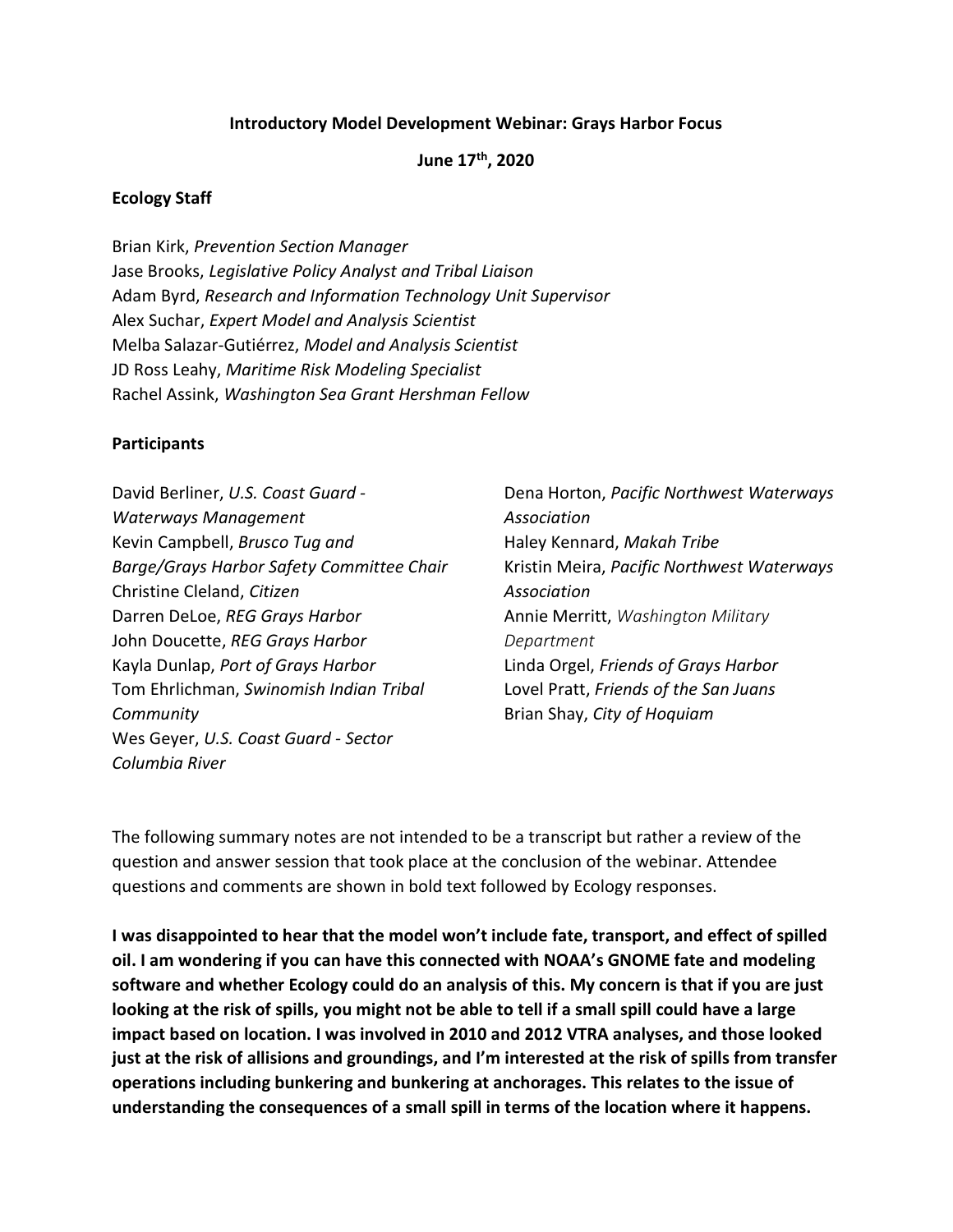**Introductory Model Development Webinar: Grays Harbor Focus**

**June 17th, 2020**

**Ecology Staff**

Brian Kirk, *Prevention Section Manager*
Jase Brooks, *Legislative Policy Analyst and Tribal Liaison*
Adam Byrd, *Research and Information Technology Unit Supervisor*
Alex Suchar, *Expert Model and Analysis Scientist*
Melba Salazar-Gutiérrez, *Model and Analysis Scientist*
JD Ross Leahy, *Maritime Risk Modeling Specialist*
Rachel Assink, *Washington Sea Grant Hershman Fellow*

**Participants**

David Berliner, *U.S. Coast Guard - Waterways Management*
Kevin Campbell, *Brusco Tug and Barge/Grays Harbor Safety Committee Chair*
Christine Cleland, *Citizen*
Darren DeLoe, *REG Grays Harbor*
John Doucette, *REG Grays Harbor*
Kayla Dunlap, *Port of Grays Harbor*
Tom Ehrlichman, *Swinomish Indian Tribal Community*
Wes Geyer, *U.S. Coast Guard - Sector Columbia River*
Dena Horton, *Pacific Northwest Waterways Association*
Haley Kennard, *Makah Tribe*
Kristin Meira, *Pacific Northwest Waterways Association*
Annie Merritt, *Washington Military Department*
Linda Orgel, *Friends of Grays Harbor*
Lovel Pratt, *Friends of the San Juans*
Brian Shay, *City of Hoquiam*

The following summary notes are not intended to be a transcript but rather a review of the question and answer session that took place at the conclusion of the webinar. Attendee questions and comments are shown in bold text followed by Ecology responses.

**I was disappointed to hear that the model won't include fate, transport, and effect of spilled oil. I am wondering if you can have this connected with NOAA's GNOME fate and modeling software and whether Ecology could do an analysis of this. My concern is that if you are just looking at the risk of spills, you might not be able to tell if a small spill could have a large impact based on location. I was involved in 2010 and 2012 VTRA analyses, and those looked just at the risk of allisions and groundings, and I'm interested at the risk of spills from transfer operations including bunkering and bunkering at anchorages. This relates to the issue of understanding the consequences of a small spill in terms of the location where it happens.**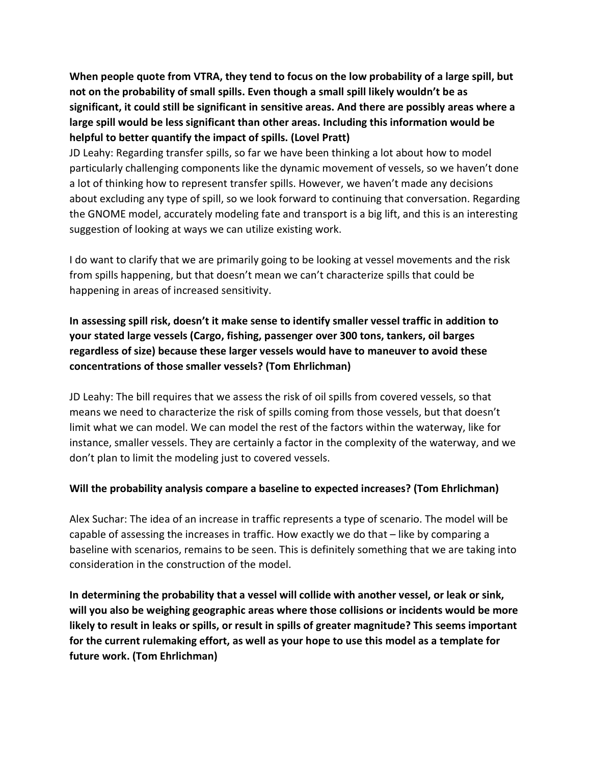**When people quote from VTRA, they tend to focus on the low probability of a large spill, but not on the probability of small spills. Even though a small spill likely wouldn't be as significant, it could still be significant in sensitive areas. And there are possibly areas where a large spill would be less significant than other areas. Including this information would be helpful to better quantify the impact of spills. (Lovel Pratt)**

JD Leahy: Regarding transfer spills, so far we have been thinking a lot about how to model particularly challenging components like the dynamic movement of vessels, so we haven't done a lot of thinking how to represent transfer spills. However, we haven't made any decisions about excluding any type of spill, so we look forward to continuing that conversation. Regarding the GNOME model, accurately modeling fate and transport is a big lift, and this is an interesting suggestion of looking at ways we can utilize existing work.

I do want to clarify that we are primarily going to be looking at vessel movements and the risk from spills happening, but that doesn't mean we can't characterize spills that could be happening in areas of increased sensitivity.

**In assessing spill risk, doesn't it make sense to identify smaller vessel traffic in addition to your stated large vessels (Cargo, fishing, passenger over 300 tons, tankers, oil barges regardless of size) because these larger vessels would have to maneuver to avoid these concentrations of those smaller vessels? (Tom Ehrlichman)**

JD Leahy: The bill requires that we assess the risk of oil spills from covered vessels, so that means we need to characterize the risk of spills coming from those vessels, but that doesn't limit what we can model. We can model the rest of the factors within the waterway, like for instance, smaller vessels. They are certainly a factor in the complexity of the waterway, and we don't plan to limit the modeling just to covered vessels.

**Will the probability analysis compare a baseline to expected increases? (Tom Ehrlichman)**

Alex Suchar: The idea of an increase in traffic represents a type of scenario. The model will be capable of assessing the increases in traffic. How exactly we do that – like by comparing a baseline with scenarios, remains to be seen. This is definitely something that we are taking into consideration in the construction of the model.

**In determining the probability that a vessel will collide with another vessel, or leak or sink, will you also be weighing geographic areas where those collisions or incidents would be more likely to result in leaks or spills, or result in spills of greater magnitude? This seems important for the current rulemaking effort, as well as your hope to use this model as a template for future work. (Tom Ehrlichman)**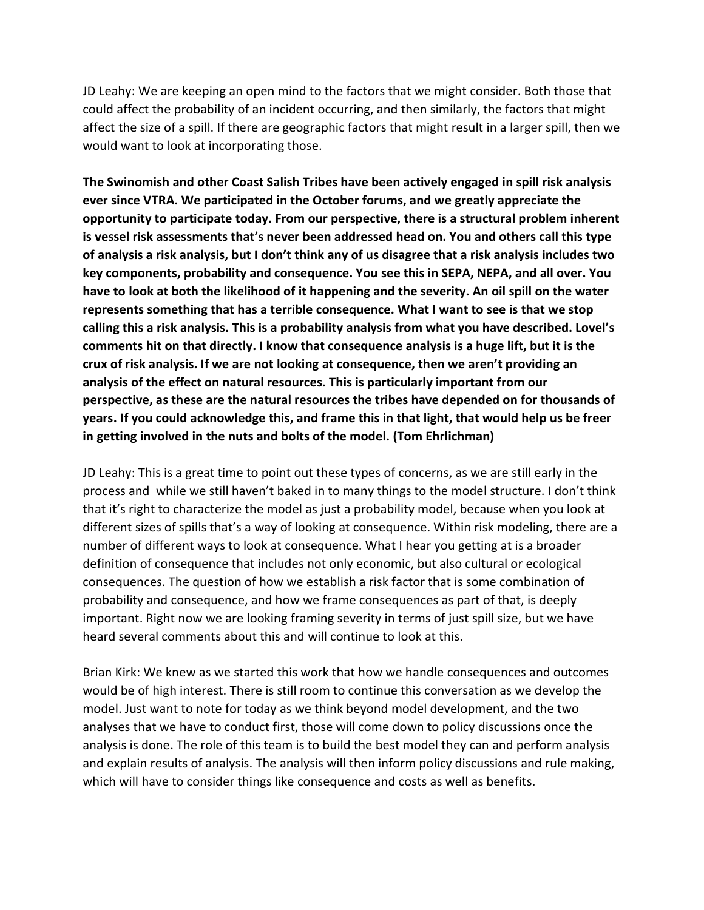JD Leahy: We are keeping an open mind to the factors that we might consider. Both those that could affect the probability of an incident occurring, and then similarly, the factors that might affect the size of a spill. If there are geographic factors that might result in a larger spill, then we would want to look at incorporating those.

**The Swinomish and other Coast Salish Tribes have been actively engaged in spill risk analysis ever since VTRA. We participated in the October forums, and we greatly appreciate the opportunity to participate today. From our perspective, there is a structural problem inherent is vessel risk assessments that's never been addressed head on. You and others call this type of analysis a risk analysis, but I don't think any of us disagree that a risk analysis includes two key components, probability and consequence. You see this in SEPA, NEPA, and all over. You have to look at both the likelihood of it happening and the severity. An oil spill on the water represents something that has a terrible consequence. What I want to see is that we stop calling this a risk analysis. This is a probability analysis from what you have described. Lovel's comments hit on that directly. I know that consequence analysis is a huge lift, but it is the crux of risk analysis. If we are not looking at consequence, then we aren't providing an analysis of the effect on natural resources. This is particularly important from our perspective, as these are the natural resources the tribes have depended on for thousands of years. If you could acknowledge this, and frame this in that light, that would help us be freer in getting involved in the nuts and bolts of the model. (Tom Ehrlichman)**

JD Leahy: This is a great time to point out these types of concerns, as we are still early in the process and while we still haven't baked in to many things to the model structure. I don't think that it's right to characterize the model as just a probability model, because when you look at different sizes of spills that's a way of looking at consequence. Within risk modeling, there are a number of different ways to look at consequence. What I hear you getting at is a broader definition of consequence that includes not only economic, but also cultural or ecological consequences. The question of how we establish a risk factor that is some combination of probability and consequence, and how we frame consequences as part of that, is deeply important. Right now we are looking framing severity in terms of just spill size, but we have heard several comments about this and will continue to look at this.

Brian Kirk: We knew as we started this work that how we handle consequences and outcomes would be of high interest. There is still room to continue this conversation as we develop the model. Just want to note for today as we think beyond model development, and the two analyses that we have to conduct first, those will come down to policy discussions once the analysis is done. The role of this team is to build the best model they can and perform analysis and explain results of analysis. The analysis will then inform policy discussions and rule making, which will have to consider things like consequence and costs as well as benefits.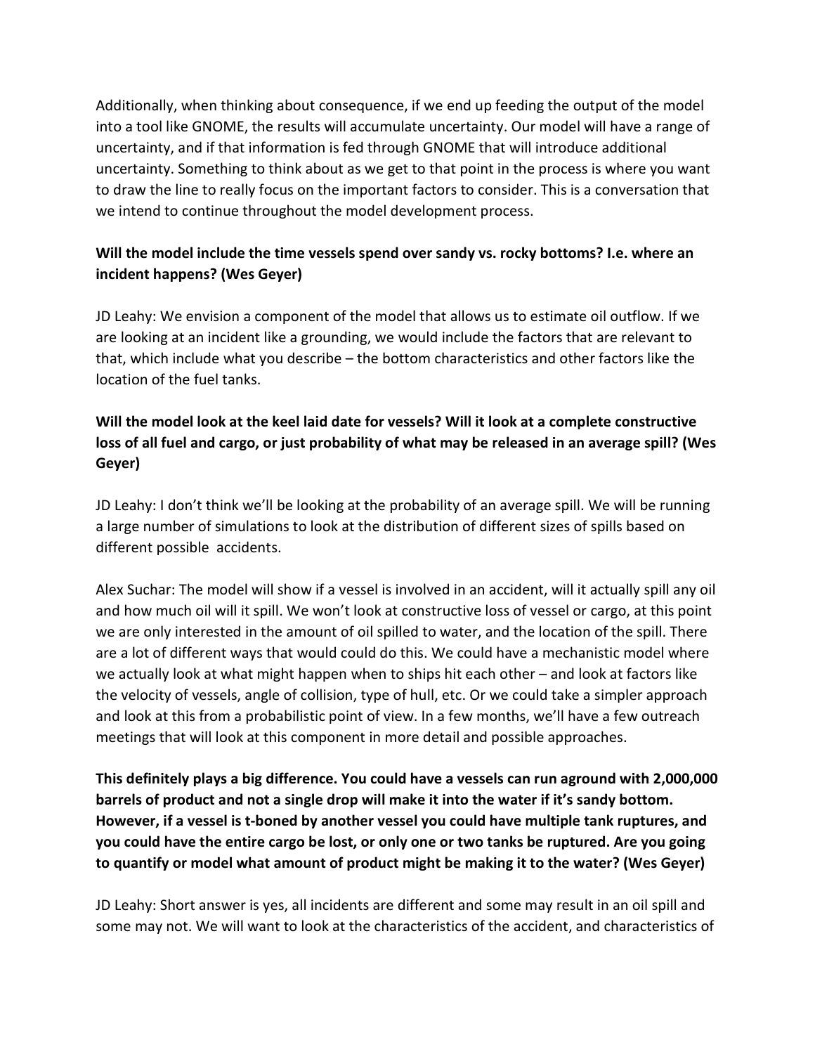Additionally, when thinking about consequence, if we end up feeding the output of the model into a tool like GNOME, the results will accumulate uncertainty. Our model will have a range of uncertainty, and if that information is fed through GNOME that will introduce additional uncertainty. Something to think about as we get to that point in the process is where you want to draw the line to really focus on the important factors to consider. This is a conversation that we intend to continue throughout the model development process.

**Will the model include the time vessels spend over sandy vs. rocky bottoms? I.e. where an incident happens? (Wes Geyer)**

JD Leahy: We envision a component of the model that allows us to estimate oil outflow. If we are looking at an incident like a grounding, we would include the factors that are relevant to that, which include what you describe – the bottom characteristics and other factors like the location of the fuel tanks.

**Will the model look at the keel laid date for vessels? Will it look at a complete constructive loss of all fuel and cargo, or just probability of what may be released in an average spill? (Wes Geyer)**

JD Leahy: I don't think we'll be looking at the probability of an average spill. We will be running a large number of simulations to look at the distribution of different sizes of spills based on different possible accidents.

Alex Suchar: The model will show if a vessel is involved in an accident, will it actually spill any oil and how much oil will it spill. We won't look at constructive loss of vessel or cargo, at this point we are only interested in the amount of oil spilled to water, and the location of the spill. There are a lot of different ways that would could do this. We could have a mechanistic model where we actually look at what might happen when to ships hit each other – and look at factors like the velocity of vessels, angle of collision, type of hull, etc. Or we could take a simpler approach and look at this from a probabilistic point of view. In a few months, we'll have a few outreach meetings that will look at this component in more detail and possible approaches.

**This definitely plays a big difference. You could have a vessels can run aground with 2,000,000 barrels of product and not a single drop will make it into the water if it's sandy bottom. However, if a vessel is t-boned by another vessel you could have multiple tank ruptures, and you could have the entire cargo be lost, or only one or two tanks be ruptured. Are you going to quantify or model what amount of product might be making it to the water? (Wes Geyer)**

JD Leahy: Short answer is yes, all incidents are different and some may result in an oil spill and some may not. We will want to look at the characteristics of the accident, and characteristics of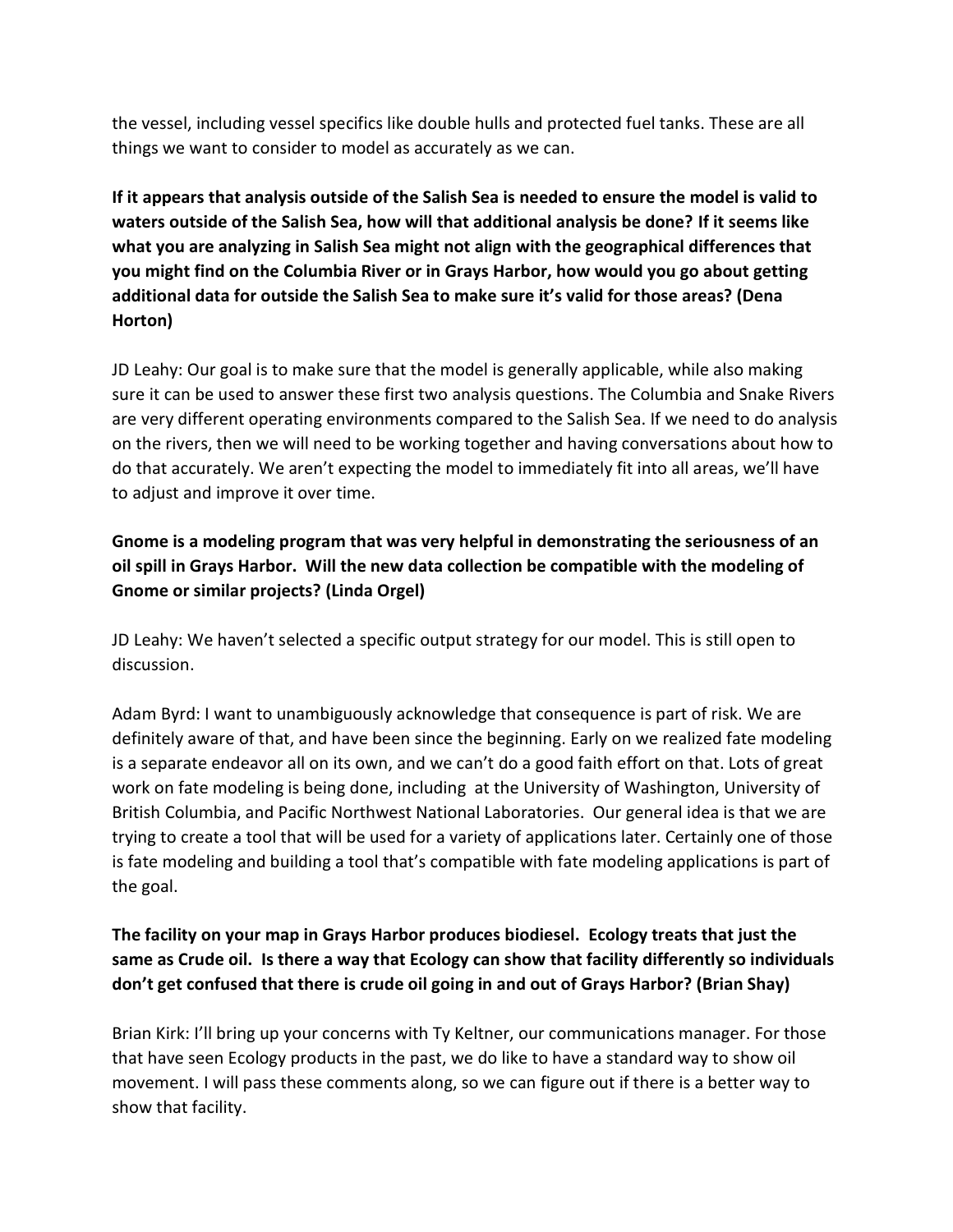the vessel, including vessel specifics like double hulls and protected fuel tanks. These are all things we want to consider to model as accurately as we can.

**If it appears that analysis outside of the Salish Sea is needed to ensure the model is valid to waters outside of the Salish Sea, how will that additional analysis be done? If it seems like what you are analyzing in Salish Sea might not align with the geographical differences that you might find on the Columbia River or in Grays Harbor, how would you go about getting additional data for outside the Salish Sea to make sure it's valid for those areas? (Dena Horton)**

JD Leahy: Our goal is to make sure that the model is generally applicable, while also making sure it can be used to answer these first two analysis questions. The Columbia and Snake Rivers are very different operating environments compared to the Salish Sea. If we need to do analysis on the rivers, then we will need to be working together and having conversations about how to do that accurately. We aren't expecting the model to immediately fit into all areas, we'll have to adjust and improve it over time.

**Gnome is a modeling program that was very helpful in demonstrating the seriousness of an oil spill in Grays Harbor. Will the new data collection be compatible with the modeling of Gnome or similar projects? (Linda Orgel)**

JD Leahy: We haven't selected a specific output strategy for our model. This is still open to discussion.

Adam Byrd: I want to unambiguously acknowledge that consequence is part of risk. We are definitely aware of that, and have been since the beginning. Early on we realized fate modeling is a separate endeavor all on its own, and we can't do a good faith effort on that. Lots of great work on fate modeling is being done, including at the University of Washington, University of British Columbia, and Pacific Northwest National Laboratories. Our general idea is that we are trying to create a tool that will be used for a variety of applications later. Certainly one of those is fate modeling and building a tool that's compatible with fate modeling applications is part of the goal.

**The facility on your map in Grays Harbor produces biodiesel. Ecology treats that just the same as Crude oil. Is there a way that Ecology can show that facility differently so individuals don't get confused that there is crude oil going in and out of Grays Harbor? (Brian Shay)**

Brian Kirk: I'll bring up your concerns with Ty Keltner, our communications manager. For those that have seen Ecology products in the past, we do like to have a standard way to show oil movement. I will pass these comments along, so we can figure out if there is a better way to show that facility.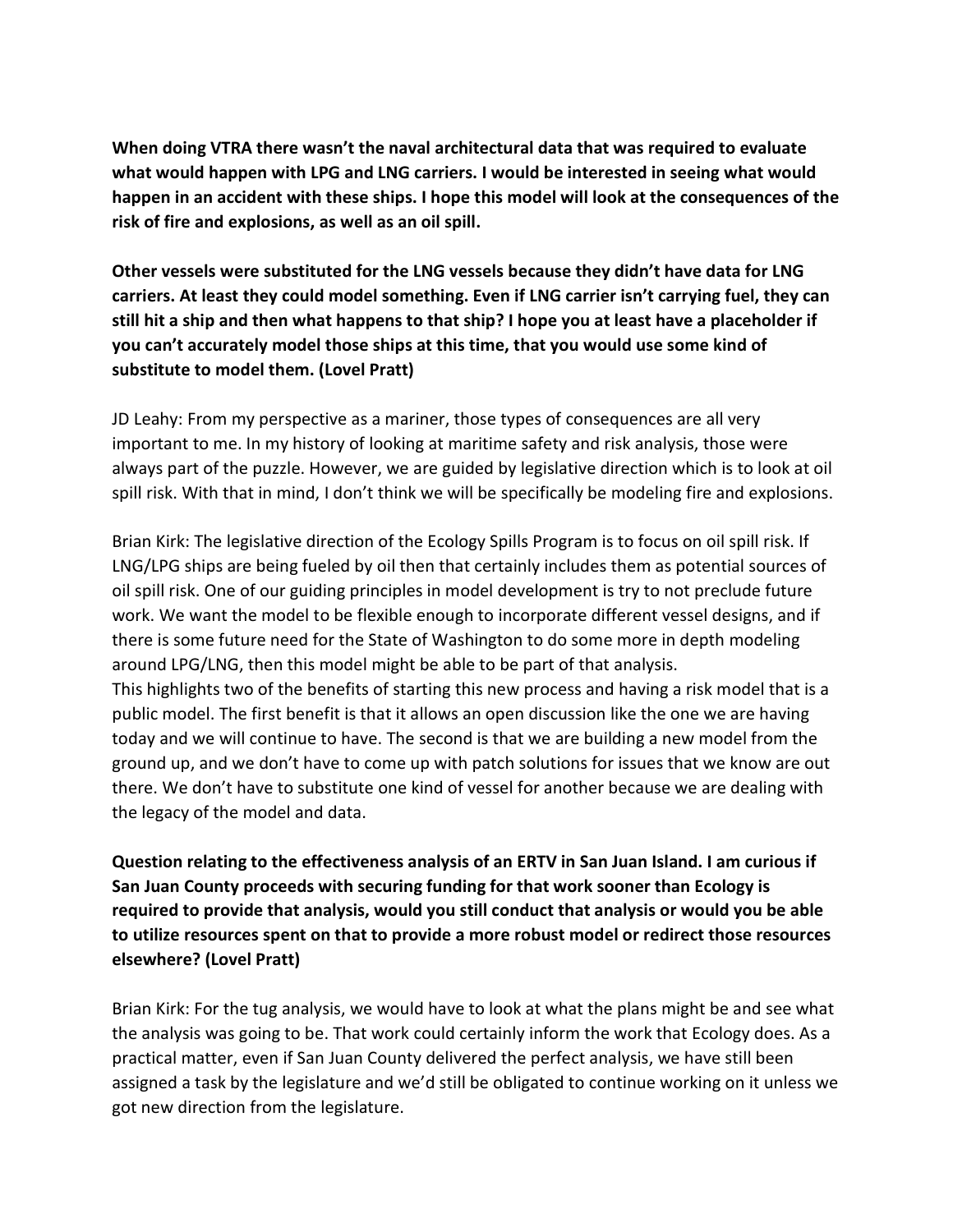**When doing VTRA there wasn't the naval architectural data that was required to evaluate what would happen with LPG and LNG carriers. I would be interested in seeing what would happen in an accident with these ships. I hope this model will look at the consequences of the risk of fire and explosions, as well as an oil spill.**

**Other vessels were substituted for the LNG vessels because they didn't have data for LNG carriers. At least they could model something. Even if LNG carrier isn't carrying fuel, they can still hit a ship and then what happens to that ship? I hope you at least have a placeholder if you can't accurately model those ships at this time, that you would use some kind of substitute to model them. (Lovel Pratt)**

JD Leahy: From my perspective as a mariner, those types of consequences are all very important to me. In my history of looking at maritime safety and risk analysis, those were always part of the puzzle. However, we are guided by legislative direction which is to look at oil spill risk. With that in mind, I don't think we will be specifically be modeling fire and explosions.

Brian Kirk: The legislative direction of the Ecology Spills Program is to focus on oil spill risk. If LNG/LPG ships are being fueled by oil then that certainly includes them as potential sources of oil spill risk. One of our guiding principles in model development is try to not preclude future work. We want the model to be flexible enough to incorporate different vessel designs, and if there is some future need for the State of Washington to do some more in depth modeling around LPG/LNG, then this model might be able to be part of that analysis.
This highlights two of the benefits of starting this new process and having a risk model that is a public model. The first benefit is that it allows an open discussion like the one we are having today and we will continue to have. The second is that we are building a new model from the ground up, and we don't have to come up with patch solutions for issues that we know are out there. We don't have to substitute one kind of vessel for another because we are dealing with the legacy of the model and data.

**Question relating to the effectiveness analysis of an ERTV in San Juan Island. I am curious if San Juan County proceeds with securing funding for that work sooner than Ecology is required to provide that analysis, would you still conduct that analysis or would you be able to utilize resources spent on that to provide a more robust model or redirect those resources elsewhere? (Lovel Pratt)**

Brian Kirk: For the tug analysis, we would have to look at what the plans might be and see what the analysis was going to be. That work could certainly inform the work that Ecology does. As a practical matter, even if San Juan County delivered the perfect analysis, we have still been assigned a task by the legislature and we'd still be obligated to continue working on it unless we got new direction from the legislature.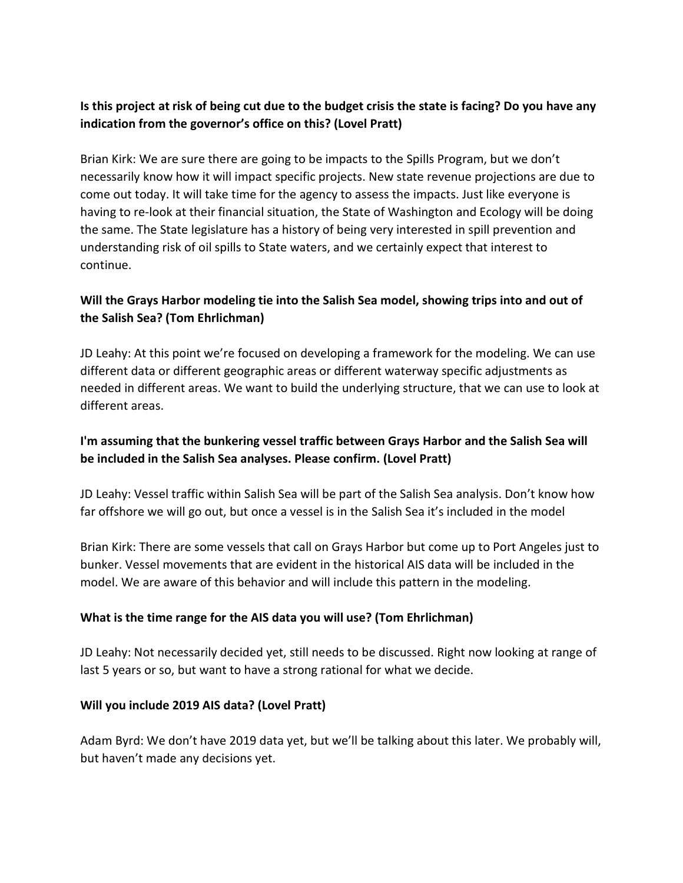**Is this project at risk of being cut due to the budget crisis the state is facing? Do you have any indication from the governor's office on this? (Lovel Pratt)**

Brian Kirk: We are sure there are going to be impacts to the Spills Program, but we don't necessarily know how it will impact specific projects. New state revenue projections are due to come out today. It will take time for the agency to assess the impacts. Just like everyone is having to re-look at their financial situation, the State of Washington and Ecology will be doing the same. The State legislature has a history of being very interested in spill prevention and understanding risk of oil spills to State waters, and we certainly expect that interest to continue.

**Will the Grays Harbor modeling tie into the Salish Sea model, showing trips into and out of the Salish Sea? (Tom Ehrlichman)**

JD Leahy: At this point we're focused on developing a framework for the modeling. We can use different data or different geographic areas or different waterway specific adjustments as needed in different areas. We want to build the underlying structure, that we can use to look at different areas.

**I'm assuming that the bunkering vessel traffic between Grays Harbor and the Salish Sea will be included in the Salish Sea analyses. Please confirm. (Lovel Pratt)**

JD Leahy: Vessel traffic within Salish Sea will be part of the Salish Sea analysis. Don't know how far offshore we will go out, but once a vessel is in the Salish Sea it's included in the model

Brian Kirk: There are some vessels that call on Grays Harbor but come up to Port Angeles just to bunker. Vessel movements that are evident in the historical AIS data will be included in the model. We are aware of this behavior and will include this pattern in the modeling.

**What is the time range for the AIS data you will use? (Tom Ehrlichman)**

JD Leahy: Not necessarily decided yet, still needs to be discussed. Right now looking at range of last 5 years or so, but want to have a strong rational for what we decide.

**Will you include 2019 AIS data? (Lovel Pratt)**

Adam Byrd: We don't have 2019 data yet, but we'll be talking about this later. We probably will, but haven't made any decisions yet.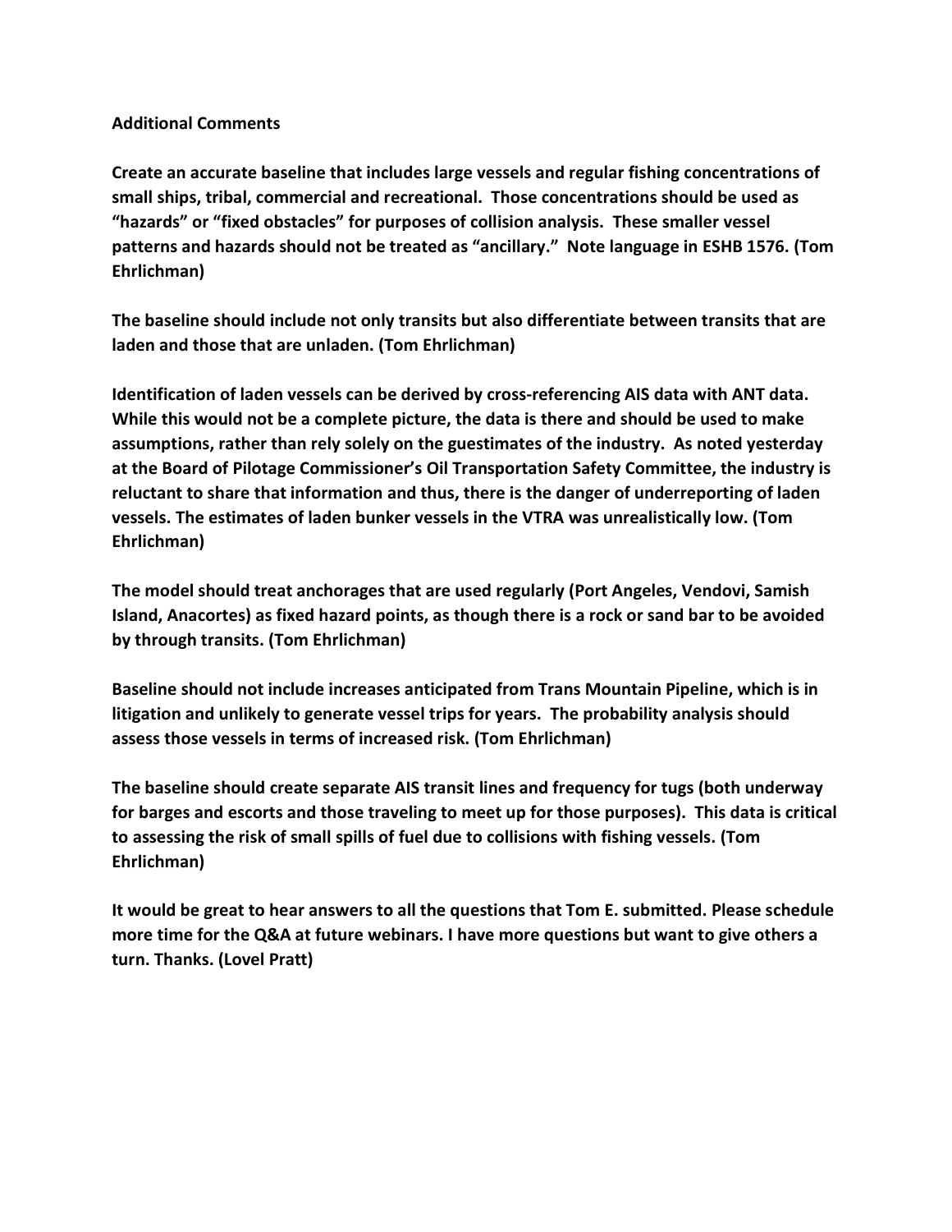**Additional Comments**

**Create an accurate baseline that includes large vessels and regular fishing concentrations of small ships, tribal, commercial and recreational. Those concentrations should be used as "hazards" or "fixed obstacles" for purposes of collision analysis. These smaller vessel patterns and hazards should not be treated as "ancillary." Note language in ESHB 1576. (Tom Ehrlichman)**

**The baseline should include not only transits but also differentiate between transits that are laden and those that are unladen. (Tom Ehrlichman)**

**Identification of laden vessels can be derived by cross-referencing AIS data with ANT data. While this would not be a complete picture, the data is there and should be used to make assumptions, rather than rely solely on the guestimates of the industry. As noted yesterday at the Board of Pilotage Commissioner's Oil Transportation Safety Committee, the industry is reluctant to share that information and thus, there is the danger of underreporting of laden vessels. The estimates of laden bunker vessels in the VTRA was unrealistically low. (Tom Ehrlichman)**

**The model should treat anchorages that are used regularly (Port Angeles, Vendovi, Samish Island, Anacortes) as fixed hazard points, as though there is a rock or sand bar to be avoided by through transits. (Tom Ehrlichman)**

**Baseline should not include increases anticipated from Trans Mountain Pipeline, which is in litigation and unlikely to generate vessel trips for years. The probability analysis should assess those vessels in terms of increased risk. (Tom Ehrlichman)**

**The baseline should create separate AIS transit lines and frequency for tugs (both underway for barges and escorts and those traveling to meet up for those purposes). This data is critical to assessing the risk of small spills of fuel due to collisions with fishing vessels. (Tom Ehrlichman)**

**It would be great to hear answers to all the questions that Tom E. submitted. Please schedule more time for the Q&A at future webinars. I have more questions but want to give others a turn. Thanks. (Lovel Pratt)**